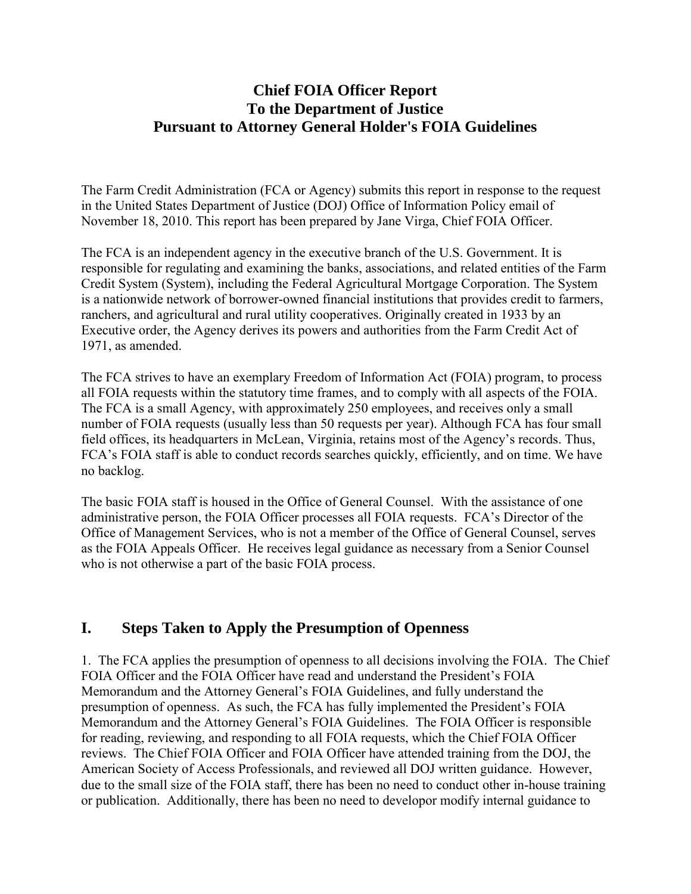# Chief FOIA Officer Report
# To the Department of Justice
# Pursuant to Attorney General Holder's FOIA Guidelines

The Farm Credit Administration (FCA or Agency) submits this report in response to the request in the United States Department of Justice (DOJ) Office of Information Policy email of November 18, 2010. This report has been prepared by Jane Virga, Chief FOIA Officer.

The FCA is an independent agency in the executive branch of the U.S. Government. It is responsible for regulating and examining the banks, associations, and related entities of the Farm Credit System (System), including the Federal Agricultural Mortgage Corporation. The System is a nationwide network of borrower-owned financial institutions that provides credit to farmers, ranchers, and agricultural and rural utility cooperatives. Originally created in 1933 by an Executive order, the Agency derives its powers and authorities from the Farm Credit Act of 1971, as amended.

The FCA strives to have an exemplary Freedom of Information Act (FOIA) program, to process all FOIA requests within the statutory time frames, and to comply with all aspects of the FOIA. The FCA is a small Agency, with approximately 250 employees, and receives only a small number of FOIA requests (usually less than 50 requests per year). Although FCA has four small field offices, its headquarters in McLean, Virginia, retains most of the Agency's records. Thus, FCA's FOIA staff is able to conduct records searches quickly, efficiently, and on time. We have no backlog.

The basic FOIA staff is housed in the Office of General Counsel. With the assistance of one administrative person, the FOIA Officer processes all FOIA requests. FCA's Director of the Office of Management Services, who is not a member of the Office of General Counsel, serves as the FOIA Appeals Officer. He receives legal guidance as necessary from a Senior Counsel who is not otherwise a part of the basic FOIA process.

## I. Steps Taken to Apply the Presumption of Openness

1. The FCA applies the presumption of openness to all decisions involving the FOIA. The Chief FOIA Officer and the FOIA Officer have read and understand the President's FOIA Memorandum and the Attorney General's FOIA Guidelines, and fully understand the presumption of openness. As such, the FCA has fully implemented the President's FOIA Memorandum and the Attorney General's FOIA Guidelines. The FOIA Officer is responsible for reading, reviewing, and responding to all FOIA requests, which the Chief FOIA Officer reviews. The Chief FOIA Officer and FOIA Officer have attended training from the DOJ, the American Society of Access Professionals, and reviewed all DOJ written guidance. However, due to the small size of the FOIA staff, there has been no need to conduct other in-house training or publication. Additionally, there has been no need to developor modify internal guidance to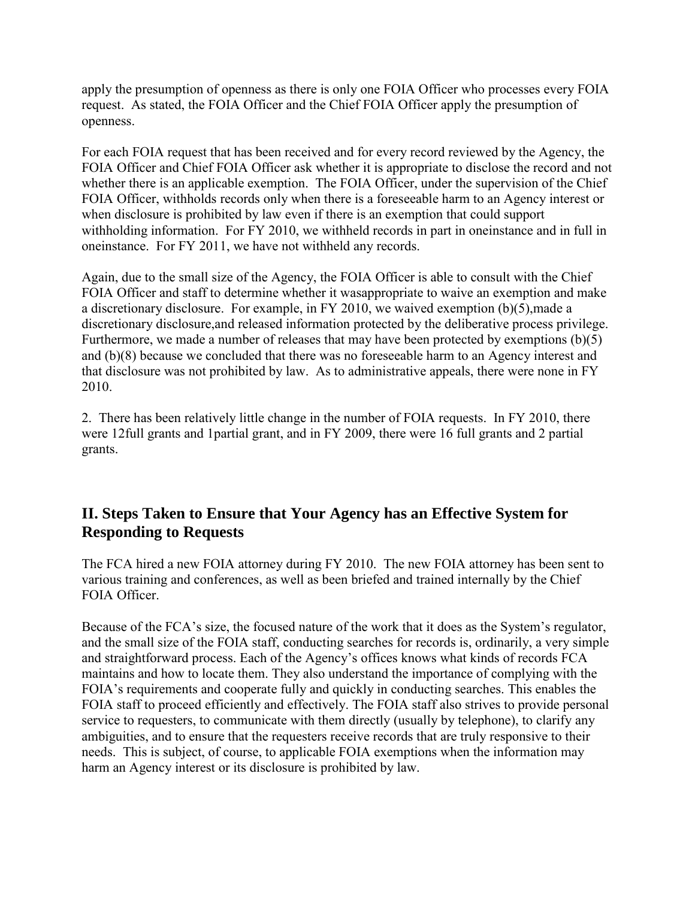apply the presumption of openness as there is only one FOIA Officer who processes every FOIA request. As stated, the FOIA Officer and the Chief FOIA Officer apply the presumption of openness.

For each FOIA request that has been received and for every record reviewed by the Agency, the FOIA Officer and Chief FOIA Officer ask whether it is appropriate to disclose the record and not whether there is an applicable exemption. The FOIA Officer, under the supervision of the Chief FOIA Officer, withholds records only when there is a foreseeable harm to an Agency interest or when disclosure is prohibited by law even if there is an exemption that could support withholding information. For FY 2010, we withheld records in part in oneinstance and in full in oneinstance. For FY 2011, we have not withheld any records.

Again, due to the small size of the Agency, the FOIA Officer is able to consult with the Chief FOIA Officer and staff to determine whether it wasappropriate to waive an exemption and make a discretionary disclosure. For example, in FY 2010, we waived exemption (b)(5),made a discretionary disclosure,and released information protected by the deliberative process privilege. Furthermore, we made a number of releases that may have been protected by exemptions (b)(5) and (b)(8) because we concluded that there was no foreseeable harm to an Agency interest and that disclosure was not prohibited by law. As to administrative appeals, there were none in FY 2010.

2. There has been relatively little change in the number of FOIA requests. In FY 2010, there were 12full grants and 1partial grant, and in FY 2009, there were 16 full grants and 2 partial grants.

## II. Steps Taken to Ensure that Your Agency has an Effective System for Responding to Requests

The FCA hired a new FOIA attorney during FY 2010. The new FOIA attorney has been sent to various training and conferences, as well as been briefed and trained internally by the Chief FOIA Officer.

Because of the FCA's size, the focused nature of the work that it does as the System's regulator, and the small size of the FOIA staff, conducting searches for records is, ordinarily, a very simple and straightforward process. Each of the Agency's offices knows what kinds of records FCA maintains and how to locate them. They also understand the importance of complying with the FOIA's requirements and cooperate fully and quickly in conducting searches. This enables the FOIA staff to proceed efficiently and effectively. The FOIA staff also strives to provide personal service to requesters, to communicate with them directly (usually by telephone), to clarify any ambiguities, and to ensure that the requesters receive records that are truly responsive to their needs. This is subject, of course, to applicable FOIA exemptions when the information may harm an Agency interest or its disclosure is prohibited by law.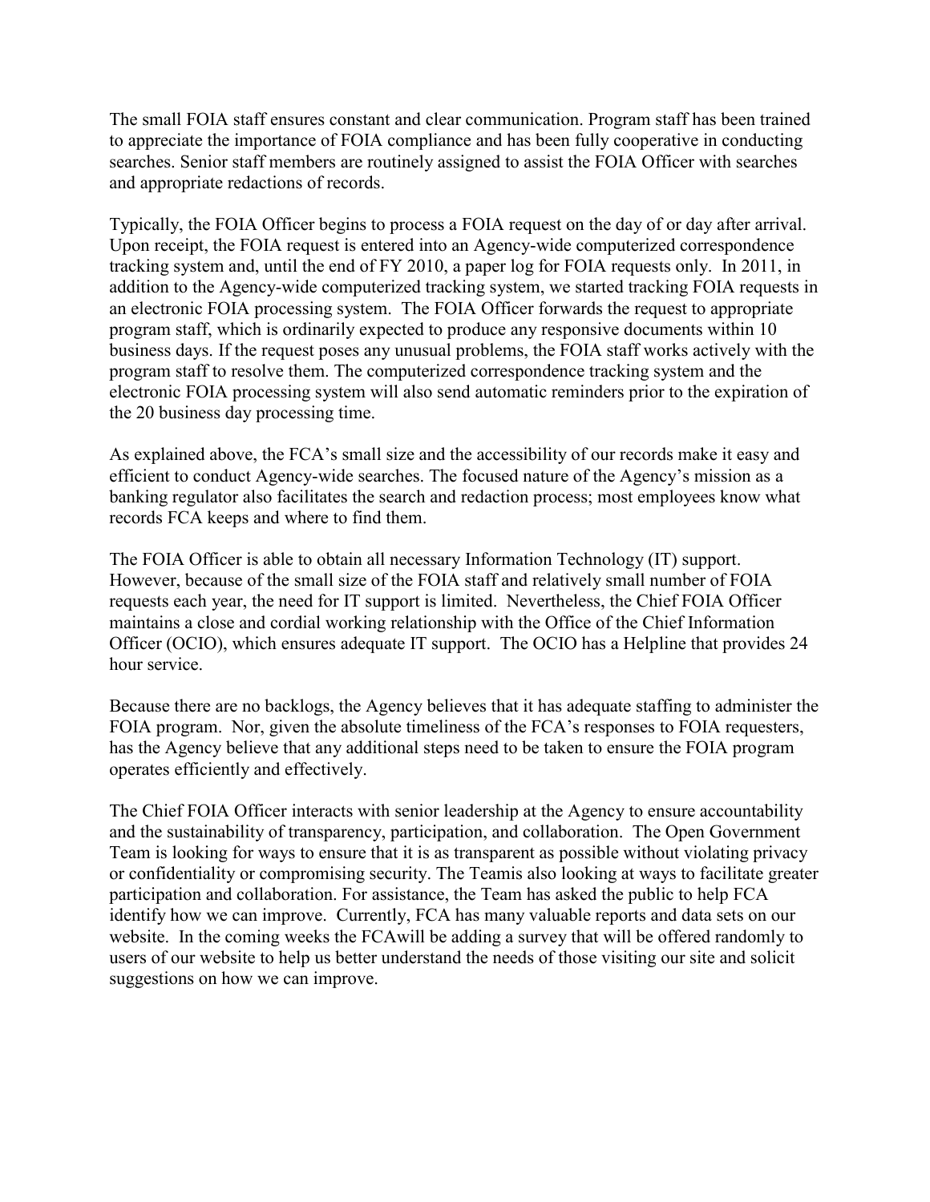The small FOIA staff ensures constant and clear communication. Program staff has been trained to appreciate the importance of FOIA compliance and has been fully cooperative in conducting searches. Senior staff members are routinely assigned to assist the FOIA Officer with searches and appropriate redactions of records.

Typically, the FOIA Officer begins to process a FOIA request on the day of or day after arrival. Upon receipt, the FOIA request is entered into an Agency-wide computerized correspondence tracking system and, until the end of FY 2010, a paper log for FOIA requests only. In 2011, in addition to the Agency-wide computerized tracking system, we started tracking FOIA requests in an electronic FOIA processing system. The FOIA Officer forwards the request to appropriate program staff, which is ordinarily expected to produce any responsive documents within 10 business days. If the request poses any unusual problems, the FOIA staff works actively with the program staff to resolve them. The computerized correspondence tracking system and the electronic FOIA processing system will also send automatic reminders prior to the expiration of the 20 business day processing time.

As explained above, the FCA's small size and the accessibility of our records make it easy and efficient to conduct Agency-wide searches. The focused nature of the Agency's mission as a banking regulator also facilitates the search and redaction process; most employees know what records FCA keeps and where to find them.

The FOIA Officer is able to obtain all necessary Information Technology (IT) support. However, because of the small size of the FOIA staff and relatively small number of FOIA requests each year, the need for IT support is limited. Nevertheless, the Chief FOIA Officer maintains a close and cordial working relationship with the Office of the Chief Information Officer (OCIO), which ensures adequate IT support. The OCIO has a Helpline that provides 24 hour service.

Because there are no backlogs, the Agency believes that it has adequate staffing to administer the FOIA program. Nor, given the absolute timeliness of the FCA's responses to FOIA requesters, has the Agency believe that any additional steps need to be taken to ensure the FOIA program operates efficiently and effectively.

The Chief FOIA Officer interacts with senior leadership at the Agency to ensure accountability and the sustainability of transparency, participation, and collaboration. The Open Government Team is looking for ways to ensure that it is as transparent as possible without violating privacy or confidentiality or compromising security. The Teamis also looking at ways to facilitate greater participation and collaboration. For assistance, the Team has asked the public to help FCA identify how we can improve. Currently, FCA has many valuable reports and data sets on our website. In the coming weeks the FCAwill be adding a survey that will be offered randomly to users of our website to help us better understand the needs of those visiting our site and solicit suggestions on how we can improve.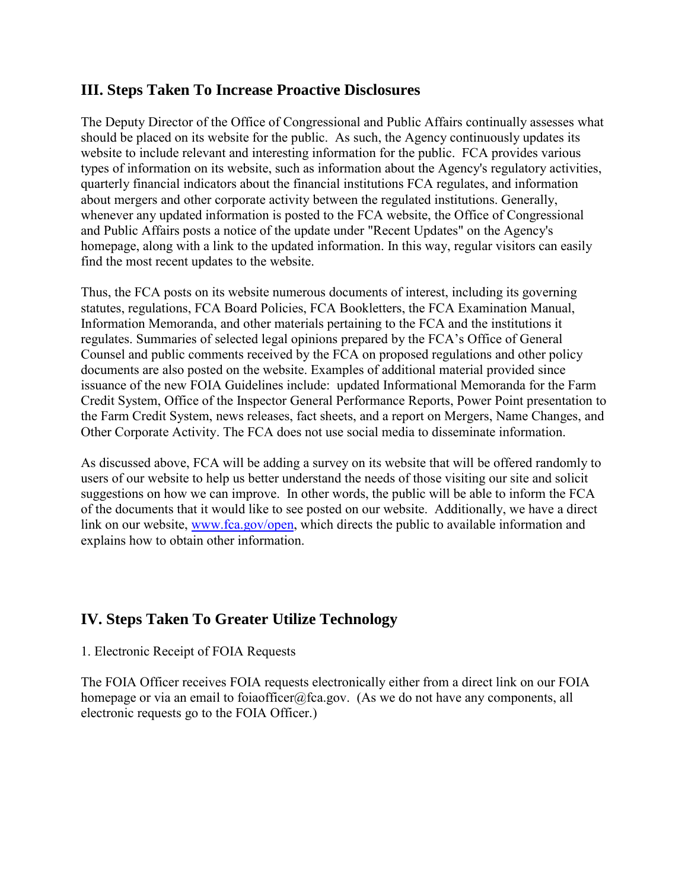## III. Steps Taken To Increase Proactive Disclosures

The Deputy Director of the Office of Congressional and Public Affairs continually assesses what should be placed on its website for the public. As such, the Agency continuously updates its website to include relevant and interesting information for the public. FCA provides various types of information on its website, such as information about the Agency's regulatory activities, quarterly financial indicators about the financial institutions FCA regulates, and information about mergers and other corporate activity between the regulated institutions. Generally, whenever any updated information is posted to the FCA website, the Office of Congressional and Public Affairs posts a notice of the update under "Recent Updates" on the Agency's homepage, along with a link to the updated information. In this way, regular visitors can easily find the most recent updates to the website.

Thus, the FCA posts on its website numerous documents of interest, including its governing statutes, regulations, FCA Board Policies, FCA Bookletters, the FCA Examination Manual, Information Memoranda, and other materials pertaining to the FCA and the institutions it regulates. Summaries of selected legal opinions prepared by the FCA's Office of General Counsel and public comments received by the FCA on proposed regulations and other policy documents are also posted on the website. Examples of additional material provided since issuance of the new FOIA Guidelines include: updated Informational Memoranda for the Farm Credit System, Office of the Inspector General Performance Reports, Power Point presentation to the Farm Credit System, news releases, fact sheets, and a report on Mergers, Name Changes, and Other Corporate Activity. The FCA does not use social media to disseminate information.

As discussed above, FCA will be adding a survey on its website that will be offered randomly to users of our website to help us better understand the needs of those visiting our site and solicit suggestions on how we can improve. In other words, the public will be able to inform the FCA of the documents that it would like to see posted on our website. Additionally, we have a direct link on our website, [www.fca.gov/open](http://www.fca.gov/open), which directs the public to available information and explains how to obtain other information.

## IV. Steps Taken To Greater Utilize Technology

1. Electronic Receipt of FOIA Requests

The FOIA Officer receives FOIA requests electronically either from a direct link on our FOIA homepage or via an email to foiaofficer@fca.gov. (As we do not have any components, all electronic requests go to the FOIA Officer.)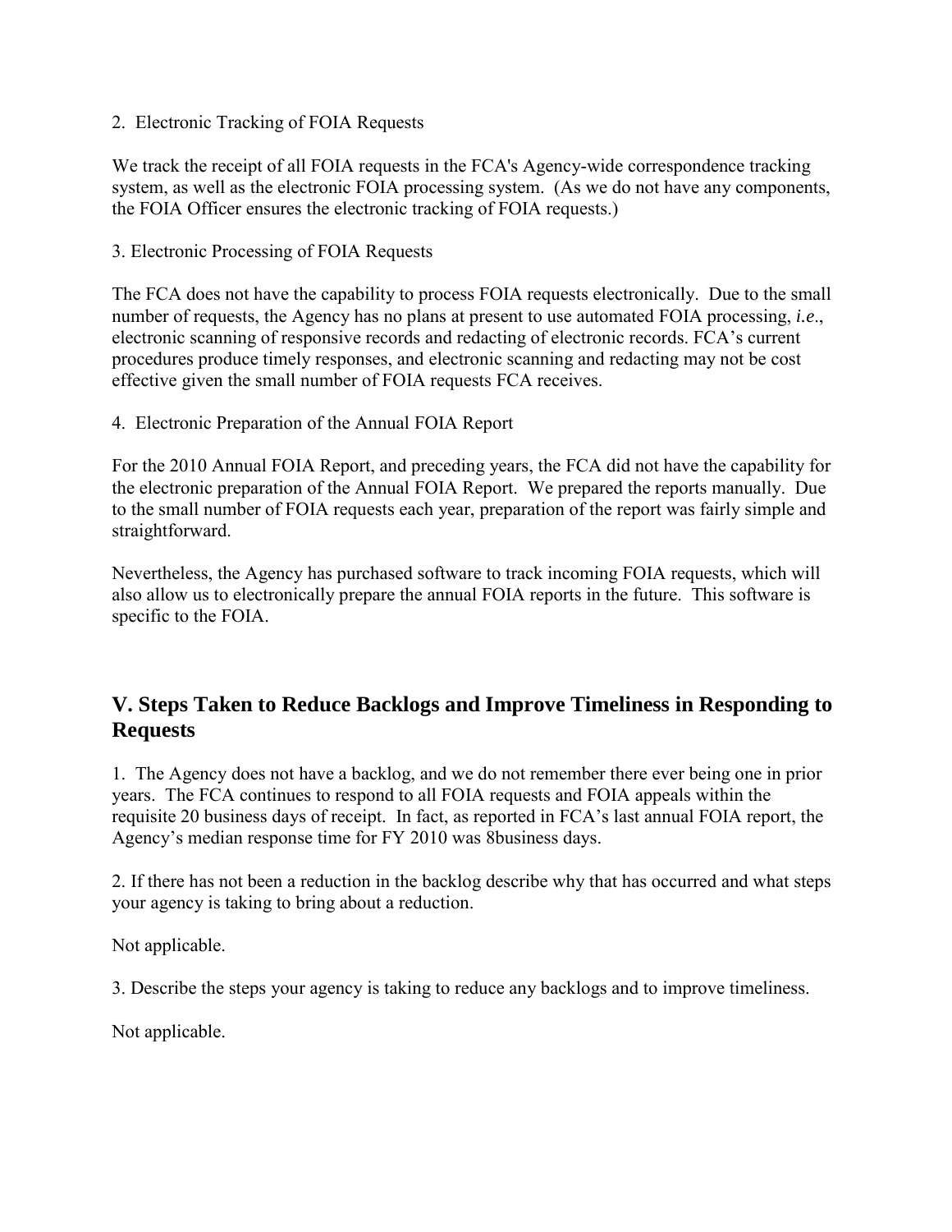2. Electronic Tracking of FOIA Requests

We track the receipt of all FOIA requests in the FCA's Agency-wide correspondence tracking system, as well as the electronic FOIA processing system. (As we do not have any components, the FOIA Officer ensures the electronic tracking of FOIA requests.)

3. Electronic Processing of FOIA Requests

The FCA does not have the capability to process FOIA requests electronically. Due to the small number of requests, the Agency has no plans at present to use automated FOIA processing, *i.e*., electronic scanning of responsive records and redacting of electronic records. FCA's current procedures produce timely responses, and electronic scanning and redacting may not be cost effective given the small number of FOIA requests FCA receives.

4. Electronic Preparation of the Annual FOIA Report

For the 2010 Annual FOIA Report, and preceding years, the FCA did not have the capability for the electronic preparation of the Annual FOIA Report. We prepared the reports manually. Due to the small number of FOIA requests each year, preparation of the report was fairly simple and straightforward.

Nevertheless, the Agency has purchased software to track incoming FOIA requests, which will also allow us to electronically prepare the annual FOIA reports in the future. This software is specific to the FOIA.

## V. Steps Taken to Reduce Backlogs and Improve Timeliness in Responding to Requests

1. The Agency does not have a backlog, and we do not remember there ever being one in prior years. The FCA continues to respond to all FOIA requests and FOIA appeals within the requisite 20 business days of receipt. In fact, as reported in FCA's last annual FOIA report, the Agency's median response time for FY 2010 was 8business days.

2. If there has not been a reduction in the backlog describe why that has occurred and what steps your agency is taking to bring about a reduction.

Not applicable.

3. Describe the steps your agency is taking to reduce any backlogs and to improve timeliness.

Not applicable.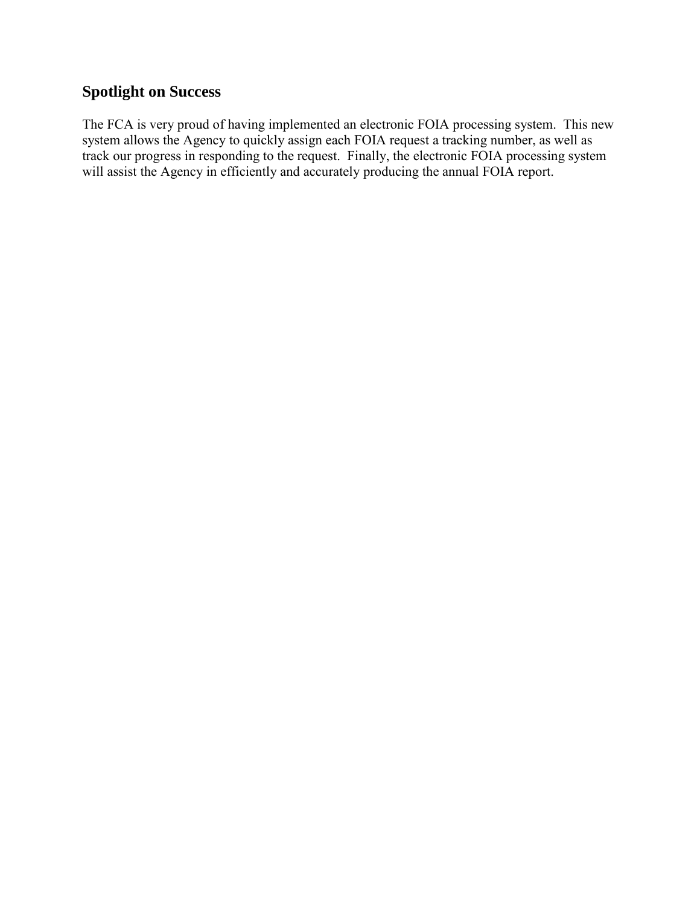## Spotlight on Success

The FCA is very proud of having implemented an electronic FOIA processing system. This new system allows the Agency to quickly assign each FOIA request a tracking number, as well as track our progress in responding to the request. Finally, the electronic FOIA processing system will assist the Agency in efficiently and accurately producing the annual FOIA report.